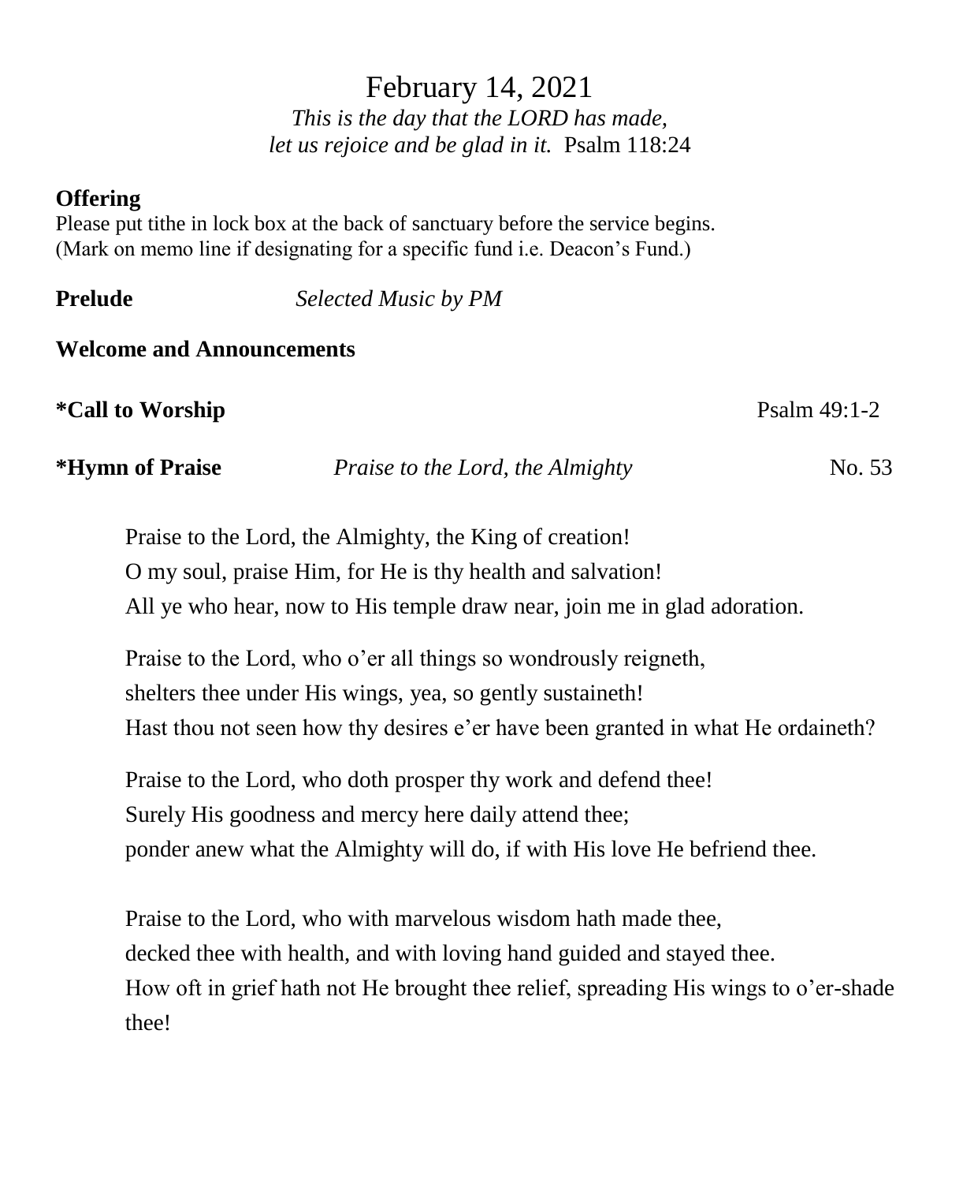# February 14, 2021

*This is the day that the LORD has made,*
*let us rejoice and be glad in it.* Psalm 118:24

**Offering**
Please put tithe in lock box at the back of sanctuary before the service begins.
(Mark on memo line if designating for a specific fund i.e. Deacon's Fund.)

**Prelude** *Selected Music by PM*

**Welcome and Announcements**

**\*Call to Worship** Psalm 49:1-2

**\*Hymn of Praise** *Praise to the Lord, the Almighty* No. 53

Praise to the Lord, the Almighty, the King of creation!
O my soul, praise Him, for He is thy health and salvation!
All ye who hear, now to His temple draw near, join me in glad adoration.

Praise to the Lord, who o'er all things so wondrously reigneth,
shelters thee under His wings, yea, so gently sustaineth!
Hast thou not seen how thy desires e'er have been granted in what He ordaineth?

Praise to the Lord, who doth prosper thy work and defend thee!
Surely His goodness and mercy here daily attend thee;
ponder anew what the Almighty will do, if with His love He befriend thee.

Praise to the Lord, who with marvelous wisdom hath made thee,
decked thee with health, and with loving hand guided and stayed thee.
How oft in grief hath not He brought thee relief, spreading His wings to o'er-shade thee!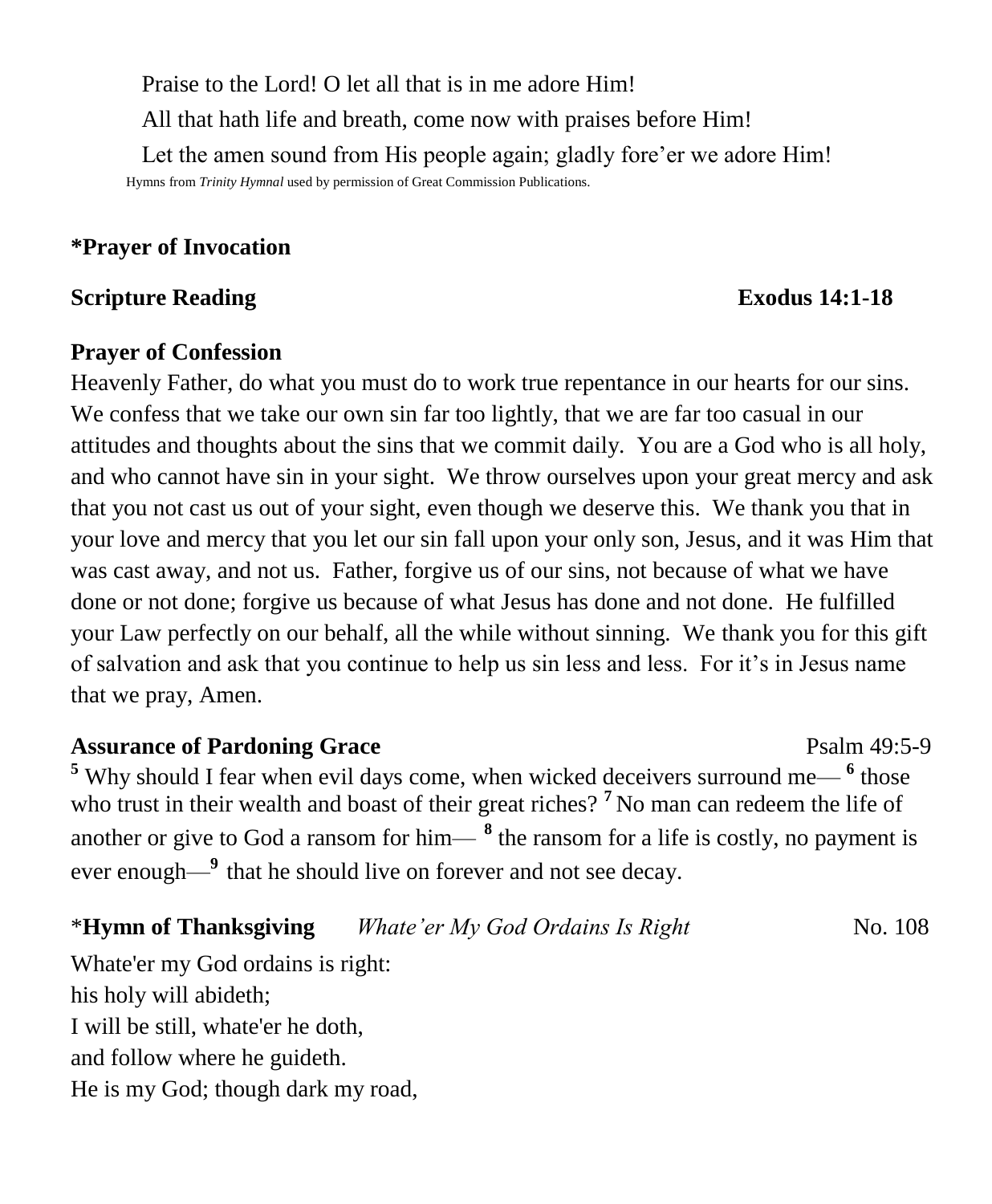Praise to the Lord! O let all that is in me adore Him!
All that hath life and breath, come now with praises before Him!
Let the amen sound from His people again; gladly fore'er we adore Him!

Hymns from *Trinity Hymnal* used by permission of Great Commission Publications.

**\*Prayer of Invocation**

**Scripture Reading** **Exodus 14:1-18**

**Prayer of Confession**

Heavenly Father, do what you must do to work true repentance in our hearts for our sins. We confess that we take our own sin far too lightly, that we are far too casual in our attitudes and thoughts about the sins that we commit daily. You are a God who is all holy, and who cannot have sin in your sight. We throw ourselves upon your great mercy and ask that you not cast us out of your sight, even though we deserve this. We thank you that in your love and mercy that you let our sin fall upon your only son, Jesus, and it was Him that was cast away, and not us. Father, forgive us of our sins, not because of what we have done or not done; forgive us because of what Jesus has done and not done. He fulfilled your Law perfectly on our behalf, all the while without sinning. We thank you for this gift of salvation and ask that you continue to help us sin less and less. For it's in Jesus name that we pray, Amen.

**Assurance of Pardoning Grace** Psalm 49:5-9

**5** Why should I fear when evil days come, when wicked deceivers surround me— **6** those who trust in their wealth and boast of their great riches? **7** No man can redeem the life of another or give to God a ransom for him— **8** the ransom for a life is costly, no payment is ever enough—**9** that he should live on forever and not see decay.

\***Hymn of Thanksgiving** *Whate'er My God Ordains Is Right* No. 108

Whate'er my God ordains is right:
his holy will abideth;
I will be still, whate'er he doth,
and follow where he guideth.
He is my God; though dark my road,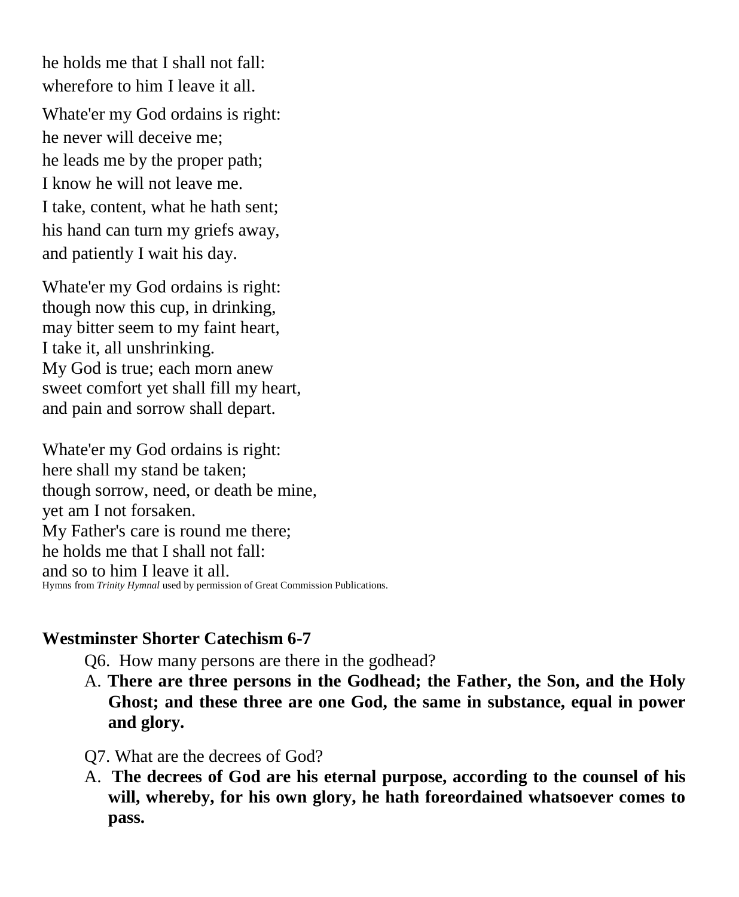he holds me that I shall not fall:
wherefore to him I leave it all.

Whate'er my God ordains is right:
he never will deceive me;
he leads me by the proper path;
I know he will not leave me.
I take, content, what he hath sent;
his hand can turn my griefs away,
and patiently I wait his day.

Whate'er my God ordains is right:
though now this cup, in drinking,
may bitter seem to my faint heart,
I take it, all unshrinking.
My God is true; each morn anew
sweet comfort yet shall fill my heart,
and pain and sorrow shall depart.

Whate'er my God ordains is right:
here shall my stand be taken;
though sorrow, need, or death be mine,
yet am I not forsaken.
My Father's care is round me there;
he holds me that I shall not fall:
and so to him I leave it all.

Hymns from *Trinity Hymnal* used by permission of Great Commission Publications.

**Westminster Shorter Catechism 6-7**

Q6. How many persons are there in the godhead?

A. **There are three persons in the Godhead; the Father, the Son, and the Holy Ghost; and these three are one God, the same in substance, equal in power and glory.**

Q7. What are the decrees of God?

A. **The decrees of God are his eternal purpose, according to the counsel of his will, whereby, for his own glory, he hath foreordained whatsoever comes to pass.**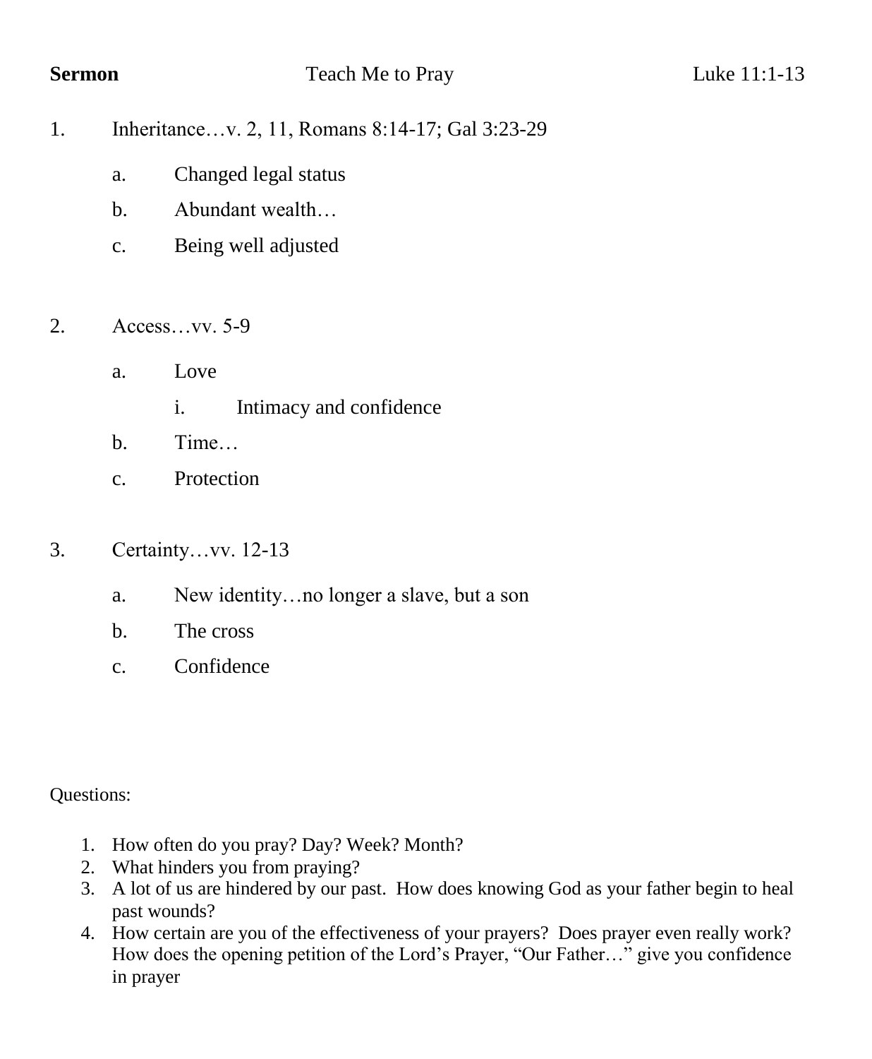**Sermon** Teach Me to Pray Luke 11:1-13

1. Inheritance…v. 2, 11, Romans 8:14-17; Gal 3:23-29
   a. Changed legal status
   b. Abundant wealth…
   c. Being well adjusted

2. Access…vv. 5-9
   a. Love
      i. Intimacy and confidence
   b. Time…
   c. Protection

3. Certainty…vv. 12-13
   a. New identity…no longer a slave, but a son
   b. The cross
   c. Confidence

Questions:

1. How often do you pray? Day? Week? Month?
2. What hinders you from praying?
3. A lot of us are hindered by our past. How does knowing God as your father begin to heal past wounds?
4. How certain are you of the effectiveness of your prayers? Does prayer even really work? How does the opening petition of the Lord's Prayer, "Our Father…" give you confidence in prayer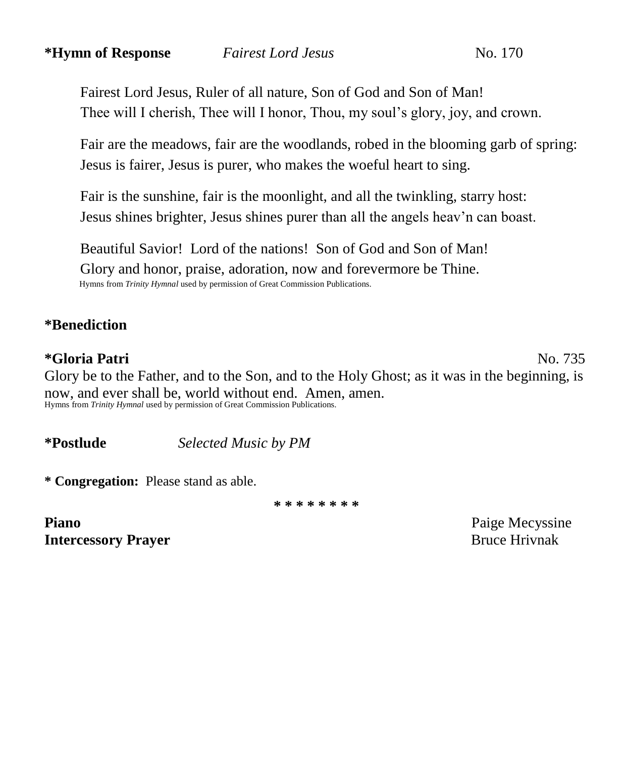**\*Hymn of Response** *Fairest Lord Jesus* No. 170

Fairest Lord Jesus, Ruler of all nature, Son of God and Son of Man!
Thee will I cherish, Thee will I honor, Thou, my soul's glory, joy, and crown.

Fair are the meadows, fair are the woodlands, robed in the blooming garb of spring:
Jesus is fairer, Jesus is purer, who makes the woeful heart to sing.

Fair is the sunshine, fair is the moonlight, and all the twinkling, starry host:
Jesus shines brighter, Jesus shines purer than all the angels heav'n can boast.

Beautiful Savior! Lord of the nations! Son of God and Son of Man!
Glory and honor, praise, adoration, now and forevermore be Thine.

Hymns from *Trinity Hymnal* used by permission of Great Commission Publications.

**\*Benediction**

**\*Gloria Patri** No. 735

Glory be to the Father, and to the Son, and to the Holy Ghost; as it was in the beginning, is now, and ever shall be, world without end. Amen, amen.

Hymns from *Trinity Hymnal* used by permission of Great Commission Publications.

**\*Postlude** *Selected Music by PM*

**\* Congregation:** Please stand as able.

\* \* \* \* \* \* \* \*

**Piano** Paige Mecyssine
**Intercessory Prayer** Bruce Hrivnak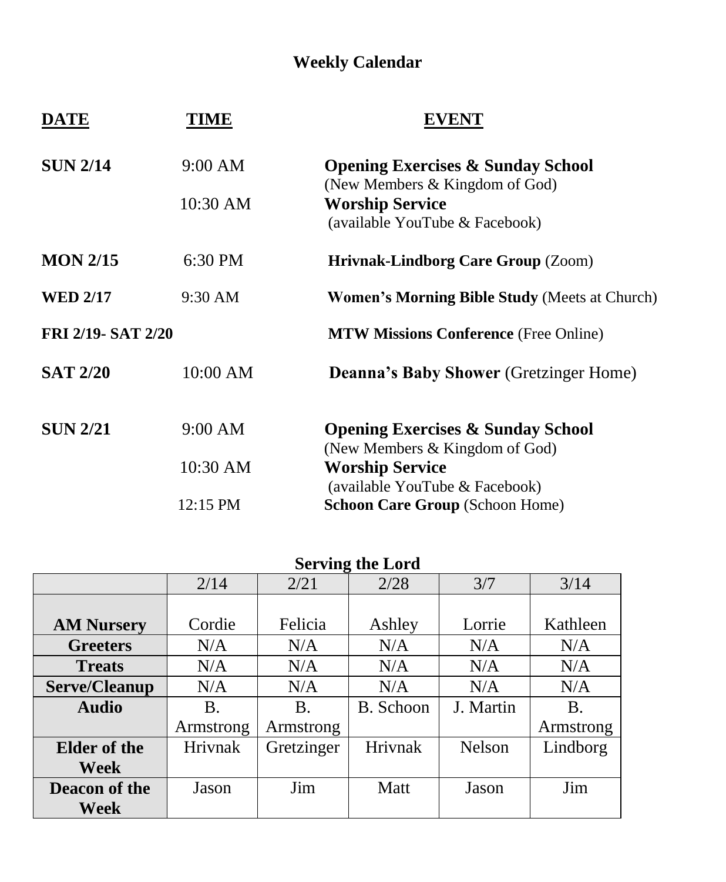# Weekly Calendar

| DATE | TIME | EVENT |
| --- | --- | --- |
| **SUN 2/14** | 9:00 AM | **Opening Exercises & Sunday School** (New Members & Kingdom of God) |
| | 10:30 AM | **Worship Service** (available YouTube & Facebook) |
| **MON 2/15** | 6:30 PM | **Hrivnak-Lindborg Care Group** (Zoom) |
| **WED 2/17** | 9:30 AM | **Women's Morning Bible Study** (Meets at Church) |
| **FRI 2/19- SAT 2/20** | | **MTW Missions Conference** (Free Online) |
| **SAT 2/20** | 10:00 AM | **Deanna's Baby Shower** (Gretzinger Home) |
| **SUN 2/21** | 9:00 AM | **Opening Exercises & Sunday School** (New Members & Kingdom of God) |
| | 10:30 AM | **Worship Service** (available YouTube & Facebook) |
| | 12:15 PM | **Schoon Care Group** (Schoon Home) |

## Serving the Lord

| | 2/14 | 2/21 | 2/28 | 3/7 | 3/14 |
| --- | --- | --- | --- | --- | --- |
| **AM Nursery** | Cordie | Felicia | Ashley | Lorrie | Kathleen |
| **Greeters** | N/A | N/A | N/A | N/A | N/A |
| **Treats** | N/A | N/A | N/A | N/A | N/A |
| **Serve/Cleanup** | N/A | N/A | N/A | N/A | N/A |
| **Audio** | B. Armstrong | B. Armstrong | B. Schoon | J. Martin | B. Armstrong |
| **Elder of the Week** | Hrivnak | Gretzinger | Hrivnak | Nelson | Lindborg |
| **Deacon of the Week** | Jason | Jim | Matt | Jason | Jim |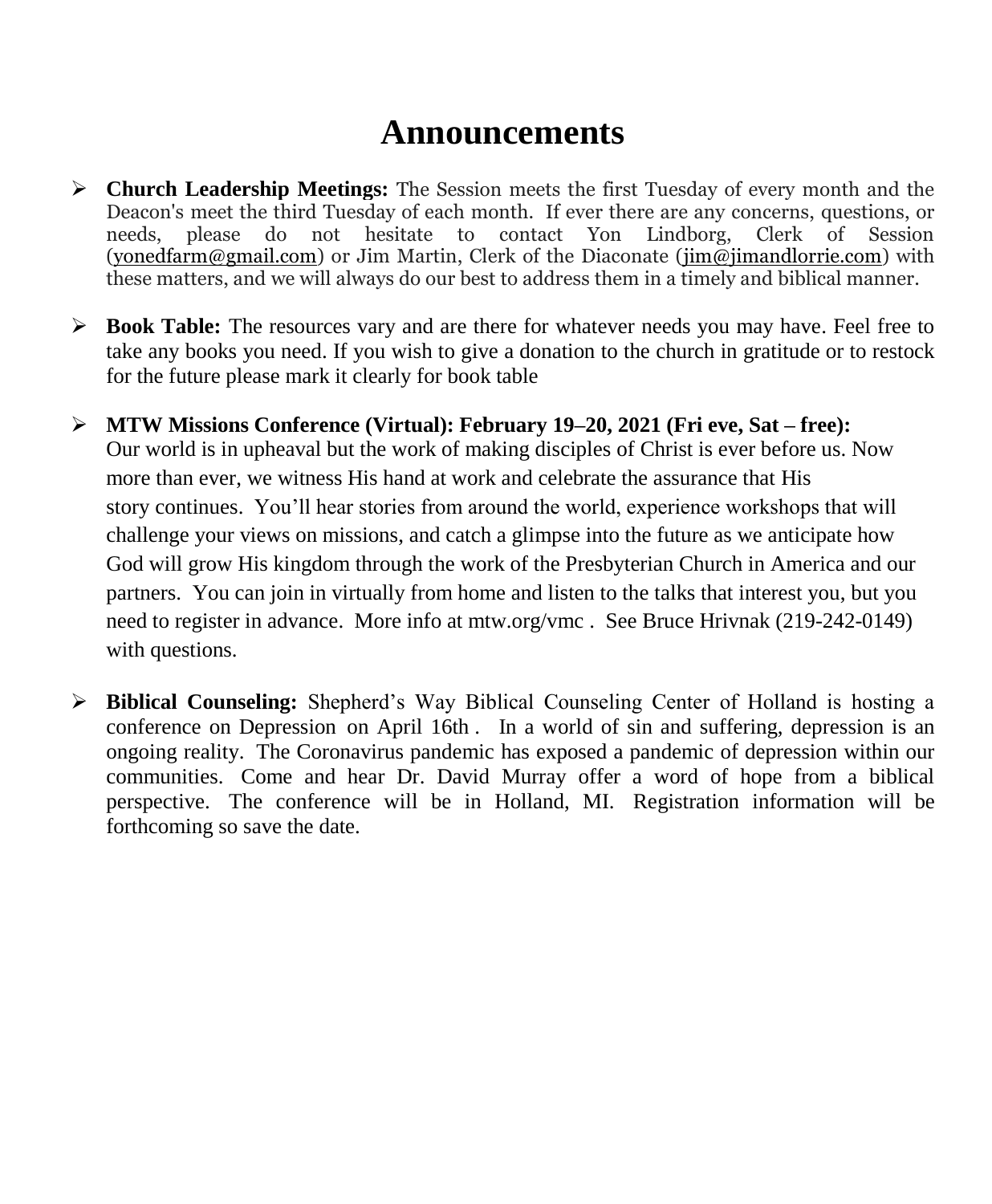# Announcements

- **Church Leadership Meetings:** The Session meets the first Tuesday of every month and the Deacon's meet the third Tuesday of each month. If ever there are any concerns, questions, or needs, please do not hesitate to contact Yon Lindborg, Clerk of Session (yonedfarm@gmail.com) or Jim Martin, Clerk of the Diaconate (jim@jimandlorrie.com) with these matters, and we will always do our best to address them in a timely and biblical manner.

- **Book Table:** The resources vary and are there for whatever needs you may have. Feel free to take any books you need. If you wish to give a donation to the church in gratitude or to restock for the future please mark it clearly for book table

- **MTW Missions Conference (Virtual): February 19–20, 2021 (Fri eve, Sat – free):** Our world is in upheaval but the work of making disciples of Christ is ever before us. Now more than ever, we witness His hand at work and celebrate the assurance that His story continues. You'll hear stories from around the world, experience workshops that will challenge your views on missions, and catch a glimpse into the future as we anticipate how God will grow His kingdom through the work of the Presbyterian Church in America and our partners. You can join in virtually from home and listen to the talks that interest you, but you need to register in advance. More info at mtw.org/vmc . See Bruce Hrivnak (219-242-0149) with questions.

- **Biblical Counseling:** Shepherd's Way Biblical Counseling Center of Holland is hosting a conference on Depression on April 16th . In a world of sin and suffering, depression is an ongoing reality. The Coronavirus pandemic has exposed a pandemic of depression within our communities. Come and hear Dr. David Murray offer a word of hope from a biblical perspective. The conference will be in Holland, MI. Registration information will be forthcoming so save the date.